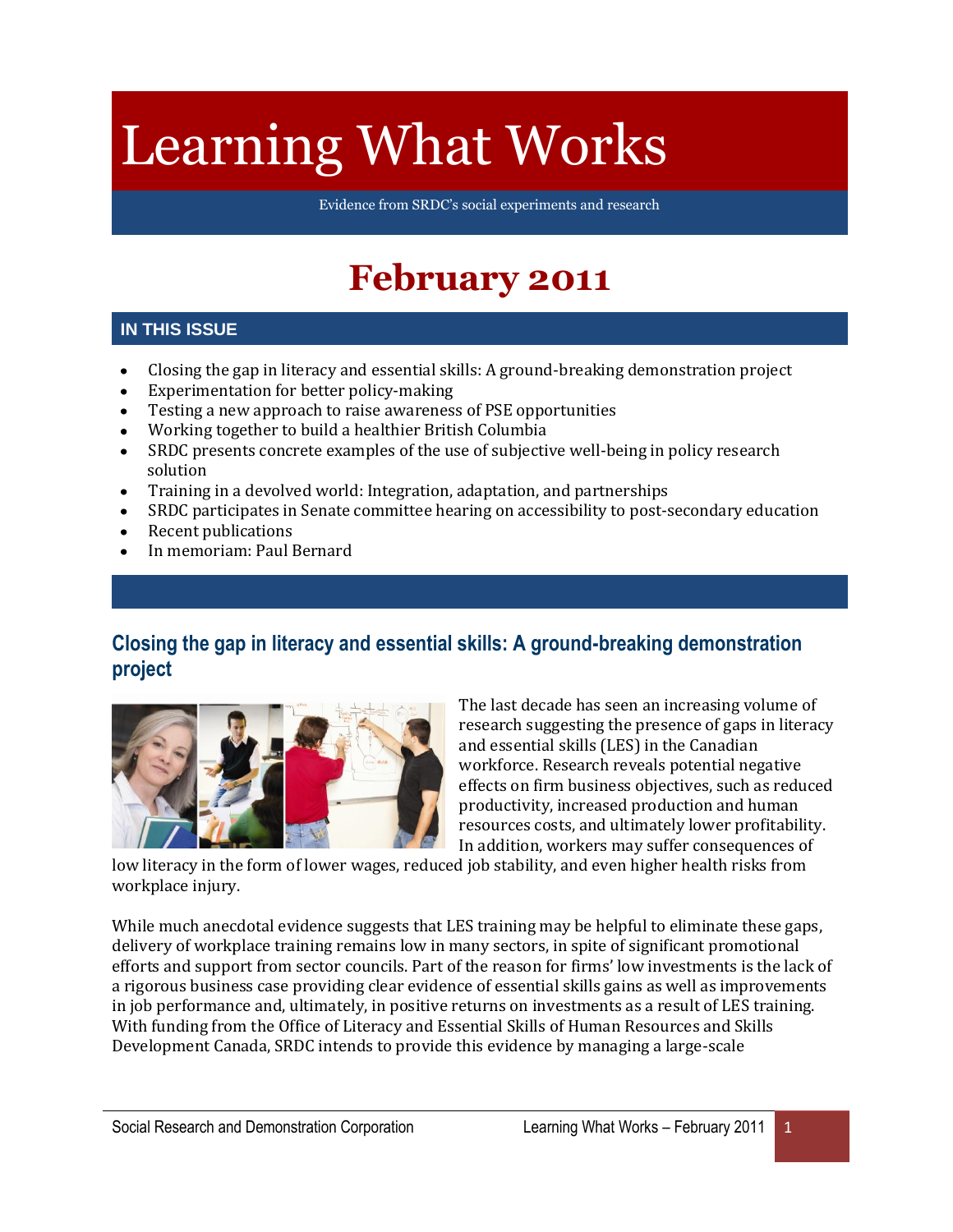# Learning What Works

Evidence from SRDC's social experiments and research

## February 2011

### IN THIS ISSUE

- Closing the gap in literacy and essential skills: A ground-breaking demonstration project
- Experimentation for better policy-making
- Testing a new approach to raise awareness of PSE opportunities
- Working together to build a healthier British Columbia
- SRDC presents concrete examples of the use of subjective well-being in policy research solution
- Training in a devolved world: Integration, adaptation, and partnerships
- SRDC participates in Senate committee hearing on accessibility to post-secondary education
- Recent publications
- In memoriam: Paul Bernard

## Closing the gap in literacy and essential skills: A ground-breaking demonstration project

The last decade has seen an increasing volume of research suggesting the presence of gaps in literacy and essential skills (LES) in the Canadian workforce. Research reveals potential negative effects on firm business objectives, such as reduced productivity, increased production and human resources costs, and ultimately lower profitability. In addition, workers may suffer consequences of low literacy in the form of lower wages, reduced job stability, and even higher health risks from workplace injury.

While much anecdotal evidence suggests that LES training may be helpful to eliminate these gaps, delivery of workplace training remains low in many sectors, in spite of significant promotional efforts and support from sector councils. Part of the reason for firms' low investments is the lack of a rigorous business case providing clear evidence of essential skills gains as well as improvements in job performance and, ultimately, in positive returns on investments as a result of LES training. With funding from the Office of Literacy and Essential Skills of Human Resources and Skills Development Canada, SRDC intends to provide this evidence by managing a large-scale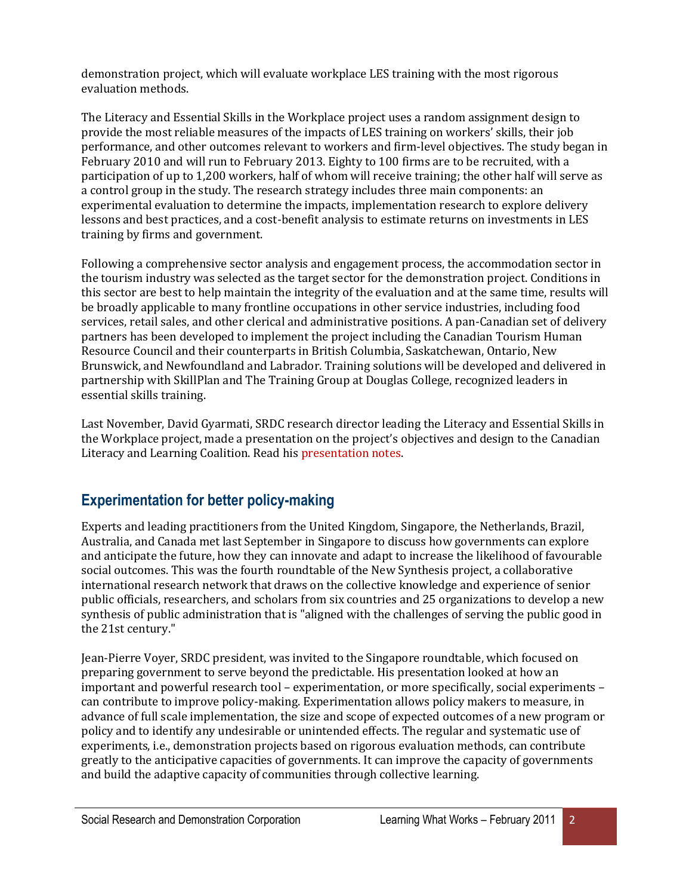demonstration project, which will evaluate workplace LES training with the most rigorous evaluation methods.

The Literacy and Essential Skills in the Workplace project uses a random assignment design to provide the most reliable measures of the impacts of LES training on workers' skills, their job performance, and other outcomes relevant to workers and firm-level objectives. The study began in February 2010 and will run to February 2013. Eighty to 100 firms are to be recruited, with a participation of up to 1,200 workers, half of whom will receive training; the other half will serve as a control group in the study. The research strategy includes three main components: an experimental evaluation to determine the impacts, implementation research to explore delivery lessons and best practices, and a cost-benefit analysis to estimate returns on investments in LES training by firms and government.

Following a comprehensive sector analysis and engagement process, the accommodation sector in the tourism industry was selected as the target sector for the demonstration project. Conditions in this sector are best to help maintain the integrity of the evaluation and at the same time, results will be broadly applicable to many frontline occupations in other service industries, including food services, retail sales, and other clerical and administrative positions. A pan-Canadian set of delivery partners has been developed to implement the project including the Canadian Tourism Human Resource Council and their counterparts in British Columbia, Saskatchewan, Ontario, New Brunswick, and Newfoundland and Labrador. Training solutions will be developed and delivered in partnership with SkillPlan and The Training Group at Douglas College, recognized leaders in essential skills training.

Last November, David Gyarmati, SRDC research director leading the Literacy and Essential Skills in the Workplace project, made a presentation on the project's objectives and design to the Canadian Literacy and Learning Coalition. Read his presentation notes.

## Experimentation for better policy-making

Experts and leading practitioners from the United Kingdom, Singapore, the Netherlands, Brazil, Australia, and Canada met last September in Singapore to discuss how governments can explore and anticipate the future, how they can innovate and adapt to increase the likelihood of favourable social outcomes. This was the fourth roundtable of the New Synthesis project, a collaborative international research network that draws on the collective knowledge and experience of senior public officials, researchers, and scholars from six countries and 25 organizations to develop a new synthesis of public administration that is "aligned with the challenges of serving the public good in the 21st century."

Jean-Pierre Voyer, SRDC president, was invited to the Singapore roundtable, which focused on preparing government to serve beyond the predictable. His presentation looked at how an important and powerful research tool – experimentation, or more specifically, social experiments – can contribute to improve policy-making. Experimentation allows policy makers to measure, in advance of full scale implementation, the size and scope of expected outcomes of a new program or policy and to identify any undesirable or unintended effects. The regular and systematic use of experiments, i.e., demonstration projects based on rigorous evaluation methods, can contribute greatly to the anticipative capacities of governments. It can improve the capacity of governments and build the adaptive capacity of communities through collective learning.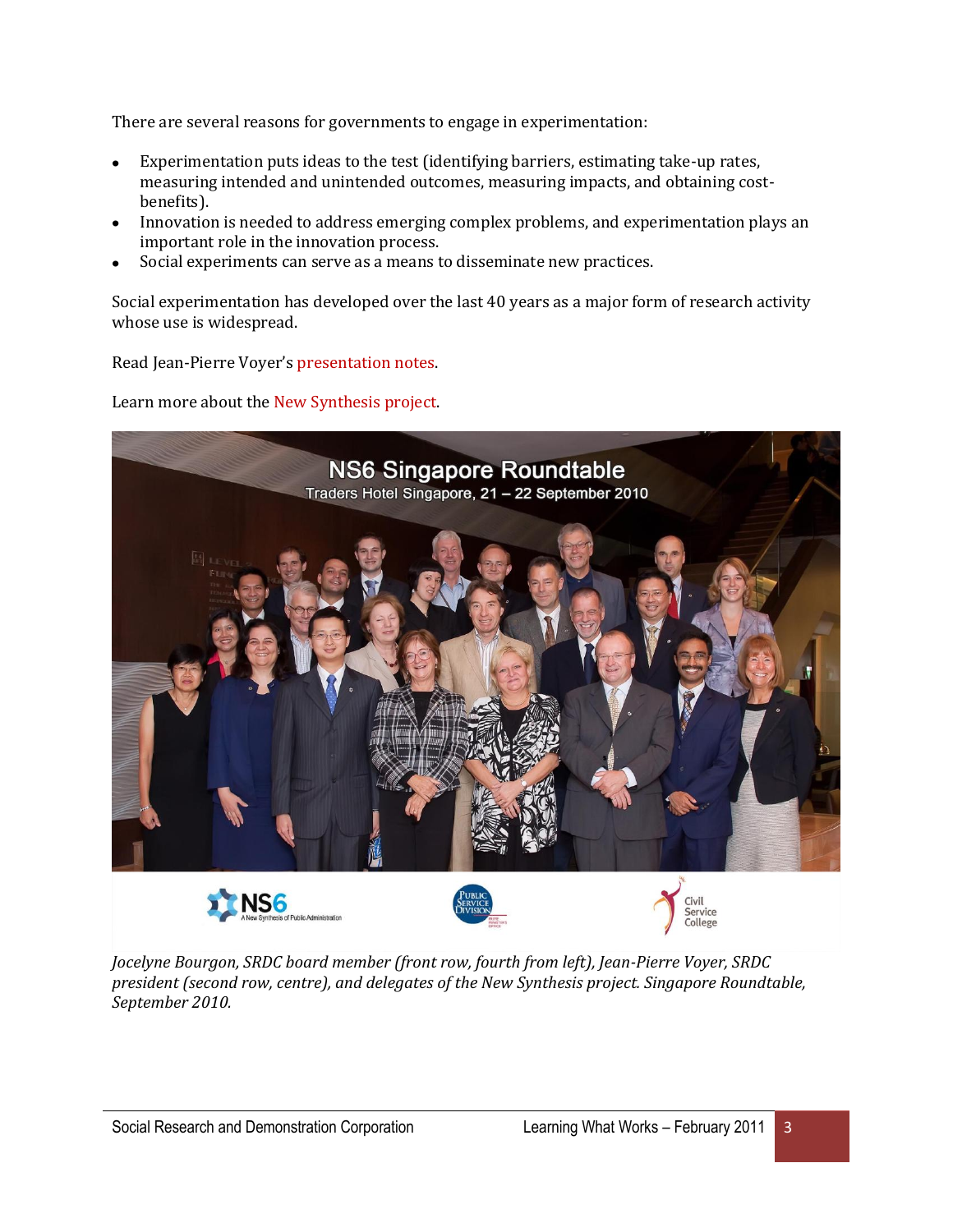There are several reasons for governments to engage in experimentation:

- Experimentation puts ideas to the test (identifying barriers, estimating take-up rates, measuring intended and unintended outcomes, measuring impacts, and obtaining cost-benefits).
- Innovation is needed to address emerging complex problems, and experimentation plays an important role in the innovation process.
- Social experiments can serve as a means to disseminate new practices.

Social experimentation has developed over the last 40 years as a major form of research activity whose use is widespread.

Read Jean-Pierre Voyer's presentation notes.

Learn more about the New Synthesis project.

*Jocelyne Bourgon, SRDC board member (front row, fourth from left), Jean-Pierre Voyer, SRDC president (second row, centre), and delegates of the New Synthesis project. Singapore Roundtable, September 2010.*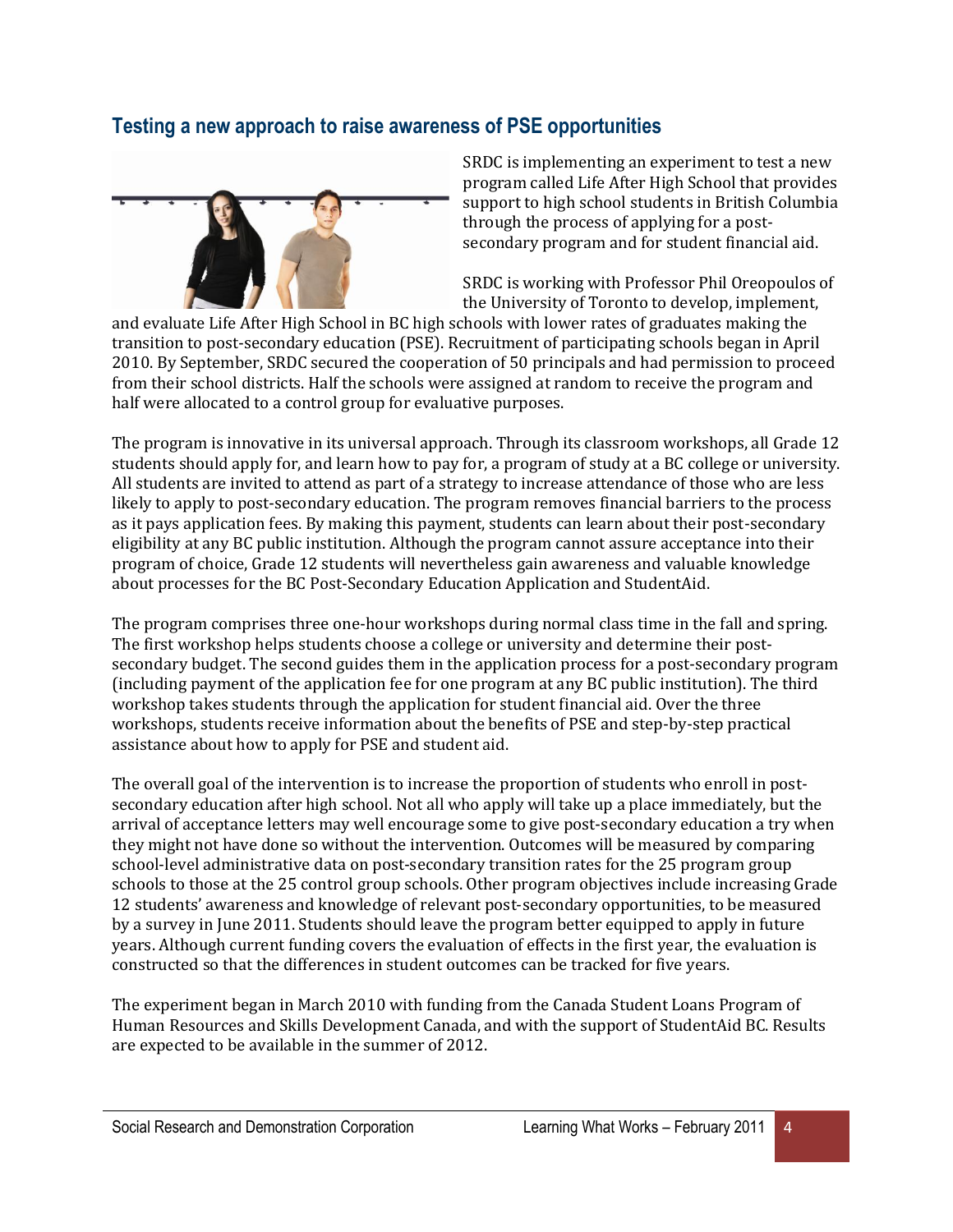## Testing a new approach to raise awareness of PSE opportunities

SRDC is implementing an experiment to test a new program called Life After High School that provides support to high school students in British Columbia through the process of applying for a post-secondary program and for student financial aid.

SRDC is working with Professor Phil Oreopoulos of the University of Toronto to develop, implement, and evaluate Life After High School in BC high schools with lower rates of graduates making the transition to post-secondary education (PSE). Recruitment of participating schools began in April 2010. By September, SRDC secured the cooperation of 50 principals and had permission to proceed from their school districts. Half the schools were assigned at random to receive the program and half were allocated to a control group for evaluative purposes.

The program is innovative in its universal approach. Through its classroom workshops, all Grade 12 students should apply for, and learn how to pay for, a program of study at a BC college or university. All students are invited to attend as part of a strategy to increase attendance of those who are less likely to apply to post-secondary education. The program removes financial barriers to the process as it pays application fees. By making this payment, students can learn about their post-secondary eligibility at any BC public institution. Although the program cannot assure acceptance into their program of choice, Grade 12 students will nevertheless gain awareness and valuable knowledge about processes for the BC Post-Secondary Education Application and StudentAid.

The program comprises three one-hour workshops during normal class time in the fall and spring. The first workshop helps students choose a college or university and determine their post-secondary budget. The second guides them in the application process for a post-secondary program (including payment of the application fee for one program at any BC public institution). The third workshop takes students through the application for student financial aid. Over the three workshops, students receive information about the benefits of PSE and step-by-step practical assistance about how to apply for PSE and student aid.

The overall goal of the intervention is to increase the proportion of students who enroll in post-secondary education after high school. Not all who apply will take up a place immediately, but the arrival of acceptance letters may well encourage some to give post-secondary education a try when they might not have done so without the intervention. Outcomes will be measured by comparing school-level administrative data on post-secondary transition rates for the 25 program group schools to those at the 25 control group schools. Other program objectives include increasing Grade 12 students' awareness and knowledge of relevant post-secondary opportunities, to be measured by a survey in June 2011. Students should leave the program better equipped to apply in future years. Although current funding covers the evaluation of effects in the first year, the evaluation is constructed so that the differences in student outcomes can be tracked for five years.

The experiment began in March 2010 with funding from the Canada Student Loans Program of Human Resources and Skills Development Canada, and with the support of StudentAid BC. Results are expected to be available in the summer of 2012.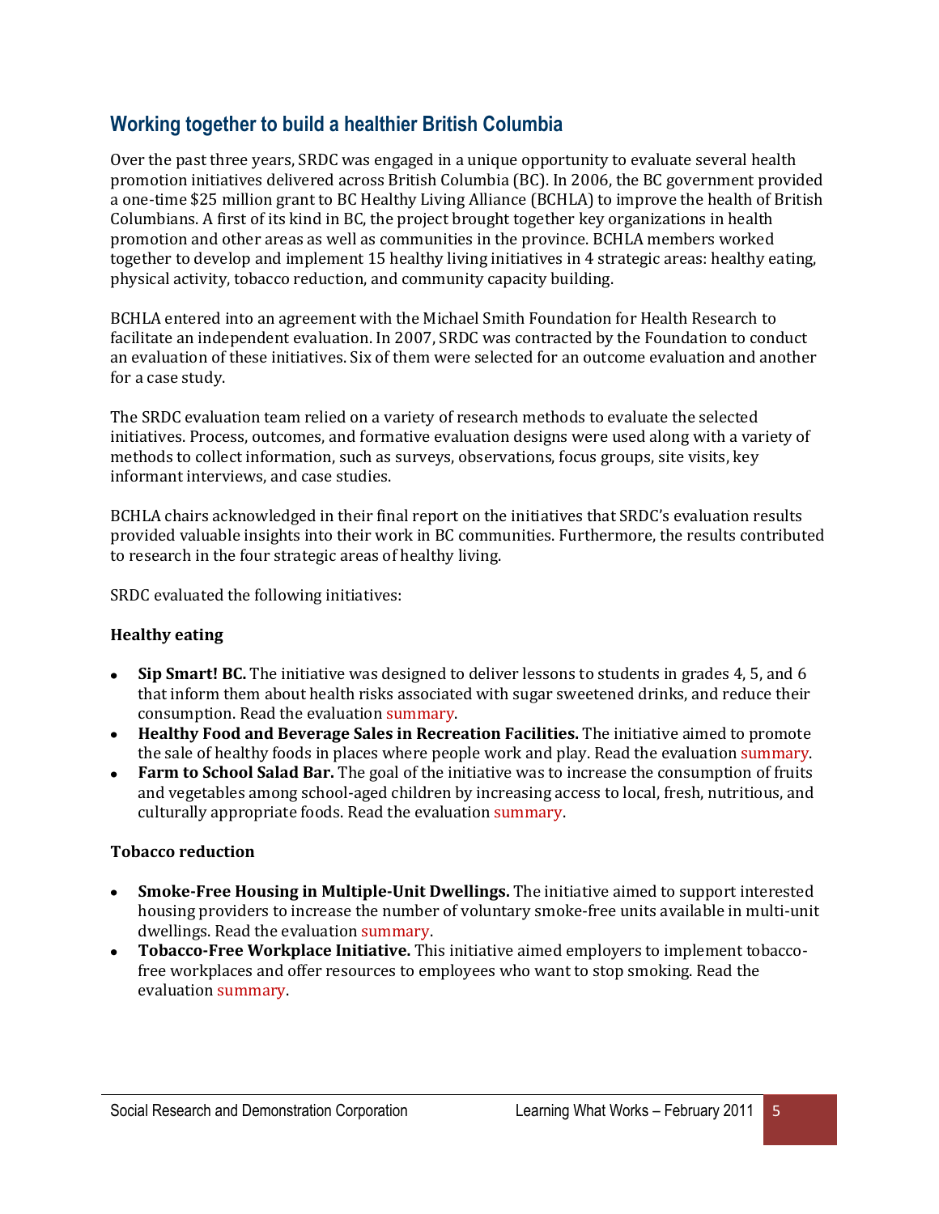## Working together to build a healthier British Columbia

Over the past three years, SRDC was engaged in a unique opportunity to evaluate several health promotion initiatives delivered across British Columbia (BC). In 2006, the BC government provided a one-time $25 million grant to BC Healthy Living Alliance (BCHLA) to improve the health of British Columbians. A first of its kind in BC, the project brought together key organizations in health promotion and other areas as well as communities in the province. BCHLA members worked together to develop and implement 15 healthy living initiatives in 4 strategic areas: healthy eating, physical activity, tobacco reduction, and community capacity building.

BCHLA entered into an agreement with the Michael Smith Foundation for Health Research to facilitate an independent evaluation. In 2007, SRDC was contracted by the Foundation to conduct an evaluation of these initiatives. Six of them were selected for an outcome evaluation and another for a case study.

The SRDC evaluation team relied on a variety of research methods to evaluate the selected initiatives. Process, outcomes, and formative evaluation designs were used along with a variety of methods to collect information, such as surveys, observations, focus groups, site visits, key informant interviews, and case studies.

BCHLA chairs acknowledged in their final report on the initiatives that SRDC's evaluation results provided valuable insights into their work in BC communities. Furthermore, the results contributed to research in the four strategic areas of healthy living.

SRDC evaluated the following initiatives:

**Healthy eating**

- **Sip Smart! BC.** The initiative was designed to deliver lessons to students in grades 4, 5, and 6 that inform them about health risks associated with sugar sweetened drinks, and reduce their consumption. Read the evaluation summary.
- **Healthy Food and Beverage Sales in Recreation Facilities.** The initiative aimed to promote the sale of healthy foods in places where people work and play. Read the evaluation summary.
- **Farm to School Salad Bar.** The goal of the initiative was to increase the consumption of fruits and vegetables among school-aged children by increasing access to local, fresh, nutritious, and culturally appropriate foods. Read the evaluation summary.

**Tobacco reduction**

- **Smoke-Free Housing in Multiple-Unit Dwellings.** The initiative aimed to support interested housing providers to increase the number of voluntary smoke-free units available in multi-unit dwellings. Read the evaluation summary.
- **Tobacco-Free Workplace Initiative.** This initiative aimed employers to implement tobacco-free workplaces and offer resources to employees who want to stop smoking. Read the evaluation summary.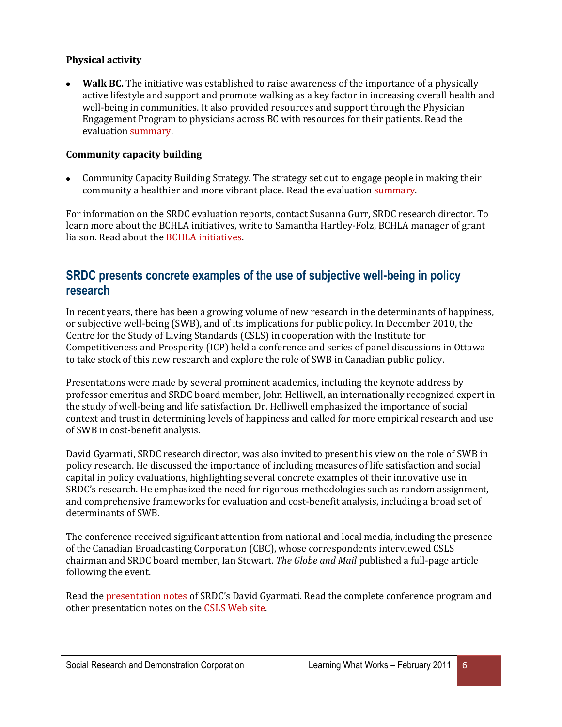**Physical activity**

- **Walk BC.** The initiative was established to raise awareness of the importance of a physically active lifestyle and support and promote walking as a key factor in increasing overall health and well-being in communities. It also provided resources and support through the Physician Engagement Program to physicians across BC with resources for their patients. Read the evaluation summary.

**Community capacity building**

- Community Capacity Building Strategy. The strategy set out to engage people in making their community a healthier and more vibrant place. Read the evaluation summary.

For information on the SRDC evaluation reports, contact Susanna Gurr, SRDC research director. To learn more about the BCHLA initiatives, write to Samantha Hartley-Folz, BCHLA manager of grant liaison. Read about the BCHLA initiatives.

## SRDC presents concrete examples of the use of subjective well-being in policy research

In recent years, there has been a growing volume of new research in the determinants of happiness, or subjective well-being (SWB), and of its implications for public policy. In December 2010, the Centre for the Study of Living Standards (CSLS) in cooperation with the Institute for Competitiveness and Prosperity (ICP) held a conference and series of panel discussions in Ottawa to take stock of this new research and explore the role of SWB in Canadian public policy.

Presentations were made by several prominent academics, including the keynote address by professor emeritus and SRDC board member, John Helliwell, an internationally recognized expert in the study of well-being and life satisfaction. Dr. Helliwell emphasized the importance of social context and trust in determining levels of happiness and called for more empirical research and use of SWB in cost-benefit analysis.

David Gyarmati, SRDC research director, was also invited to present his view on the role of SWB in policy research. He discussed the importance of including measures of life satisfaction and social capital in policy evaluations, highlighting several concrete examples of their innovative use in SRDC's research. He emphasized the need for rigorous methodologies such as random assignment, and comprehensive frameworks for evaluation and cost-benefit analysis, including a broad set of determinants of SWB.

The conference received significant attention from national and local media, including the presence of the Canadian Broadcasting Corporation (CBC), whose correspondents interviewed CSLS chairman and SRDC board member, Ian Stewart. *The Globe and Mail* published a full-page article following the event.

Read the presentation notes of SRDC's David Gyarmati. Read the complete conference program and other presentation notes on the CSLS Web site.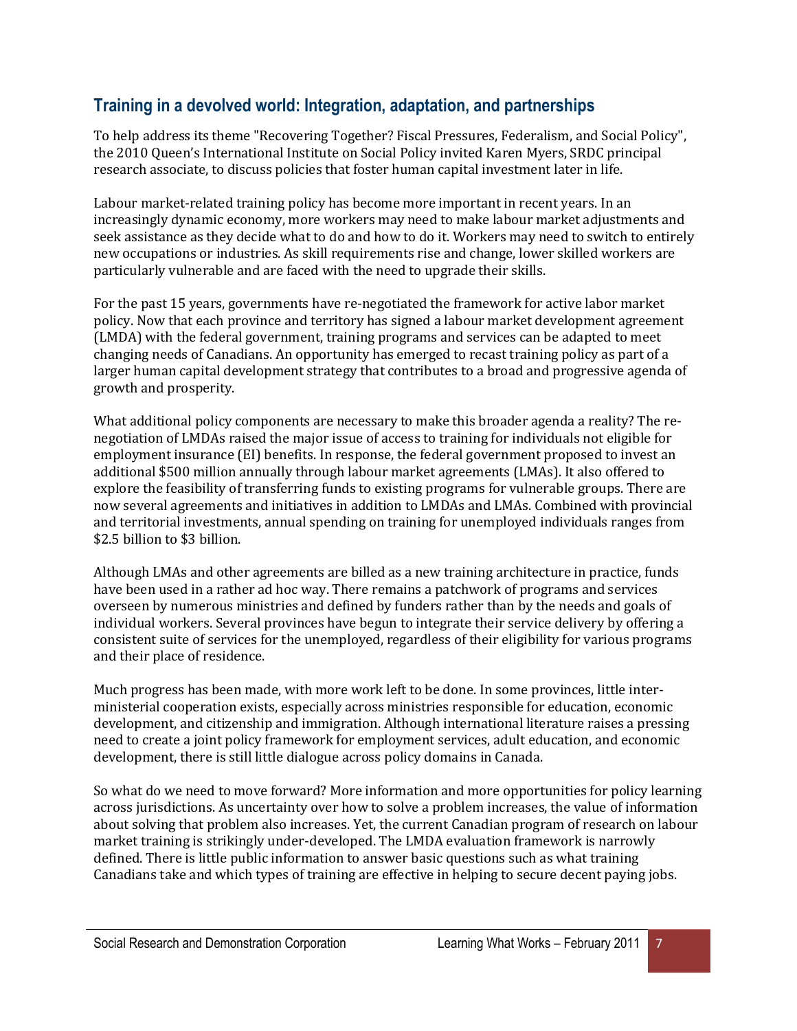## Training in a devolved world: Integration, adaptation, and partnerships

To help address its theme "Recovering Together? Fiscal Pressures, Federalism, and Social Policy", the 2010 Queen's International Institute on Social Policy invited Karen Myers, SRDC principal research associate, to discuss policies that foster human capital investment later in life.

Labour market-related training policy has become more important in recent years. In an increasingly dynamic economy, more workers may need to make labour market adjustments and seek assistance as they decide what to do and how to do it. Workers may need to switch to entirely new occupations or industries. As skill requirements rise and change, lower skilled workers are particularly vulnerable and are faced with the need to upgrade their skills.

For the past 15 years, governments have re-negotiated the framework for active labor market policy. Now that each province and territory has signed a labour market development agreement (LMDA) with the federal government, training programs and services can be adapted to meet changing needs of Canadians. An opportunity has emerged to recast training policy as part of a larger human capital development strategy that contributes to a broad and progressive agenda of growth and prosperity.

What additional policy components are necessary to make this broader agenda a reality? The re-negotiation of LMDAs raised the major issue of access to training for individuals not eligible for employment insurance (EI) benefits. In response, the federal government proposed to invest an additional $500 million annually through labour market agreements (LMAs). It also offered to explore the feasibility of transferring funds to existing programs for vulnerable groups. There are now several agreements and initiatives in addition to LMDAs and LMAs. Combined with provincial and territorial investments, annual spending on training for unemployed individuals ranges from $2.5 billion to $3 billion.

Although LMAs and other agreements are billed as a new training architecture in practice, funds have been used in a rather ad hoc way. There remains a patchwork of programs and services overseen by numerous ministries and defined by funders rather than by the needs and goals of individual workers. Several provinces have begun to integrate their service delivery by offering a consistent suite of services for the unemployed, regardless of their eligibility for various programs and their place of residence.

Much progress has been made, with more work left to be done. In some provinces, little inter-ministerial cooperation exists, especially across ministries responsible for education, economic development, and citizenship and immigration. Although international literature raises a pressing need to create a joint policy framework for employment services, adult education, and economic development, there is still little dialogue across policy domains in Canada.

So what do we need to move forward? More information and more opportunities for policy learning across jurisdictions. As uncertainty over how to solve a problem increases, the value of information about solving that problem also increases. Yet, the current Canadian program of research on labour market training is strikingly under-developed. The LMDA evaluation framework is narrowly defined. There is little public information to answer basic questions such as what training Canadians take and which types of training are effective in helping to secure decent paying jobs.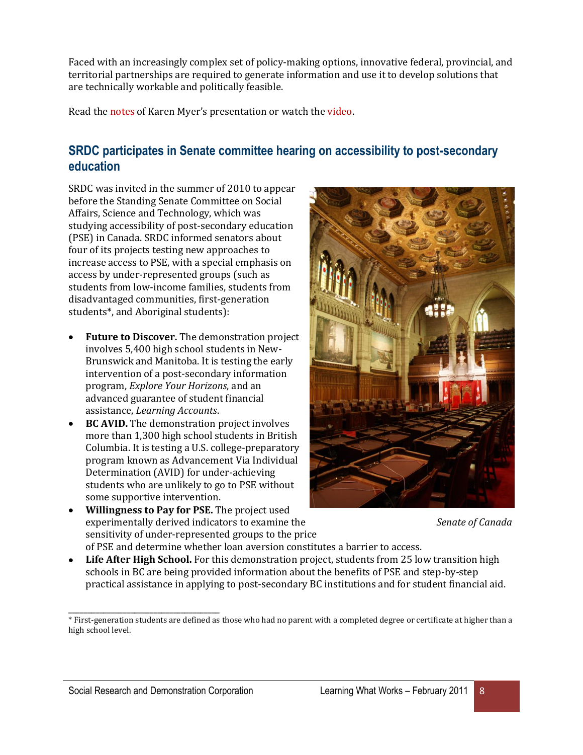Faced with an increasingly complex set of policy-making options, innovative federal, provincial, and territorial partnerships are required to generate information and use it to develop solutions that are technically workable and politically feasible.

Read the notes of Karen Myer's presentation or watch the video.

## SRDC participates in Senate committee hearing on accessibility to post-secondary education

SRDC was invited in the summer of 2010 to appear before the Standing Senate Committee on Social Affairs, Science and Technology, which was studying accessibility of post-secondary education (PSE) in Canada. SRDC informed senators about four of its projects testing new approaches to increase access to PSE, with a special emphasis on access by under-represented groups (such as students from low-income families, students from disadvantaged communities, first-generation students*, and Aboriginal students):

- **Future to Discover.** The demonstration project involves 5,400 high school students in New-Brunswick and Manitoba. It is testing the early intervention of a post-secondary information program, *Explore Your Horizons*, and an advanced guarantee of student financial assistance, *Learning Accounts*.
- **BC AVID.** The demonstration project involves more than 1,300 high school students in British Columbia. It is testing a U.S. college-preparatory program known as Advancement Via Individual Determination (AVID) for under-achieving students who are unlikely to go to PSE without some supportive intervention.
- **Willingness to Pay for PSE.** The project used experimentally derived indicators to examine the sensitivity of under-represented groups to the price of PSE and determine whether loan aversion constitutes a barrier to access.
- **Life After High School.** For this demonstration project, students from 25 low transition high schools in BC are being provided information about the benefits of PSE and step-by-step practical assistance in applying to post-secondary BC institutions and for student financial aid.

*Senate of Canada*

---

* First-generation students are defined as those who had no parent with a completed degree or certificate at higher than a high school level.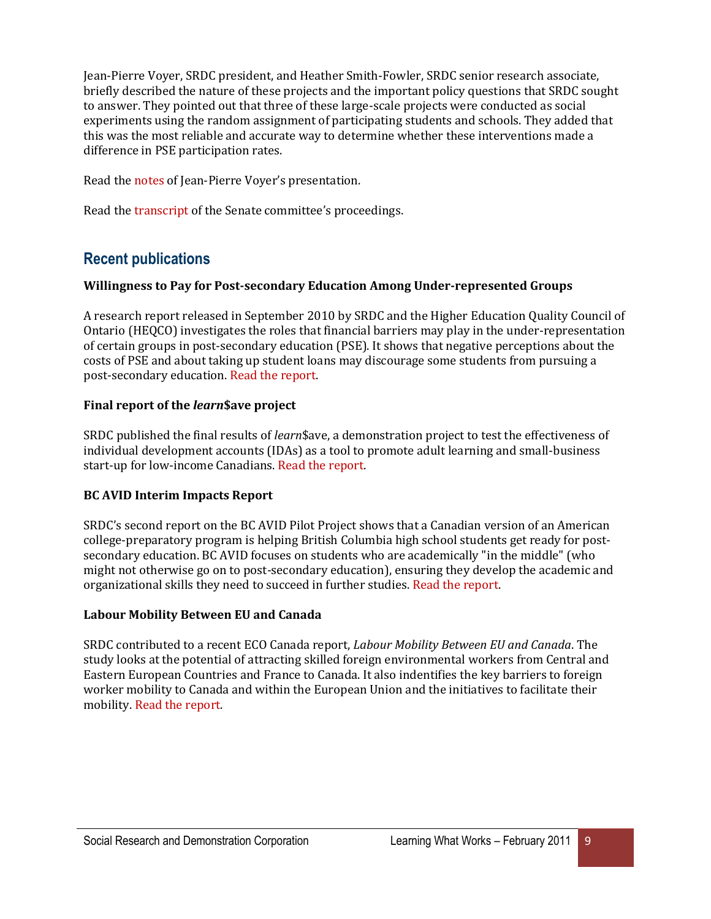Jean-Pierre Voyer, SRDC president, and Heather Smith-Fowler, SRDC senior research associate, briefly described the nature of these projects and the important policy questions that SRDC sought to answer. They pointed out that three of these large-scale projects were conducted as social experiments using the random assignment of participating students and schools. They added that this was the most reliable and accurate way to determine whether these interventions made a difference in PSE participation rates.

Read the notes of Jean-Pierre Voyer's presentation.

Read the transcript of the Senate committee's proceedings.

## Recent publications

**Willingness to Pay for Post-secondary Education Among Under-represented Groups**

A research report released in September 2010 by SRDC and the Higher Education Quality Council of Ontario (HEQCO) investigates the roles that financial barriers may play in the under-representation of certain groups in post-secondary education (PSE). It shows that negative perceptions about the costs of PSE and about taking up student loans may discourage some students from pursuing a post-secondary education. Read the report.

**Final report of the *learn*$ave project**

SRDC published the final results of *learn*$ave, a demonstration project to test the effectiveness of individual development accounts (IDAs) as a tool to promote adult learning and small-business start-up for low-income Canadians. Read the report.

**BC AVID Interim Impacts Report**

SRDC's second report on the BC AVID Pilot Project shows that a Canadian version of an American college-preparatory program is helping British Columbia high school students get ready for post-secondary education. BC AVID focuses on students who are academically "in the middle" (who might not otherwise go on to post-secondary education), ensuring they develop the academic and organizational skills they need to succeed in further studies. Read the report.

**Labour Mobility Between EU and Canada**

SRDC contributed to a recent ECO Canada report, *Labour Mobility Between EU and Canada*. The study looks at the potential of attracting skilled foreign environmental workers from Central and Eastern European Countries and France to Canada. It also indentifies the key barriers to foreign worker mobility to Canada and within the European Union and the initiatives to facilitate their mobility. Read the report.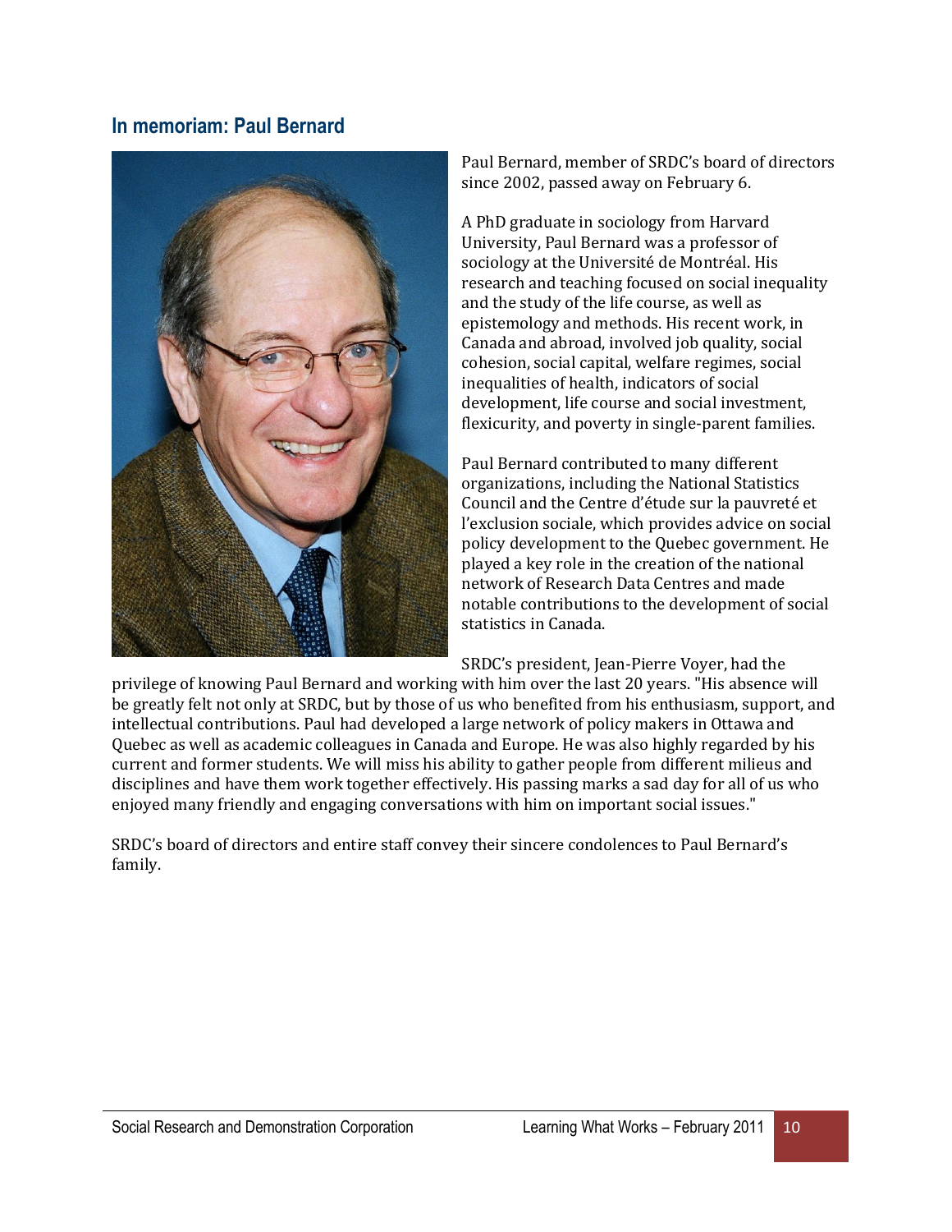## In memoriam: Paul Bernard

Paul Bernard, member of SRDC's board of directors since 2002, passed away on February 6.

A PhD graduate in sociology from Harvard University, Paul Bernard was a professor of sociology at the Université de Montréal. His research and teaching focused on social inequality and the study of the life course, as well as epistemology and methods. His recent work, in Canada and abroad, involved job quality, social cohesion, social capital, welfare regimes, social inequalities of health, indicators of social development, life course and social investment, flexicurity, and poverty in single-parent families.

Paul Bernard contributed to many different organizations, including the National Statistics Council and the Centre d'étude sur la pauvreté et l'exclusion sociale, which provides advice on social policy development to the Quebec government. He played a key role in the creation of the national network of Research Data Centres and made notable contributions to the development of social statistics in Canada.

SRDC's president, Jean-Pierre Voyer, had the privilege of knowing Paul Bernard and working with him over the last 20 years. "His absence will be greatly felt not only at SRDC, but by those of us who benefited from his enthusiasm, support, and intellectual contributions. Paul had developed a large network of policy makers in Ottawa and Quebec as well as academic colleagues in Canada and Europe. He was also highly regarded by his current and former students. We will miss his ability to gather people from different milieus and disciplines and have them work together effectively. His passing marks a sad day for all of us who enjoyed many friendly and engaging conversations with him on important social issues."

SRDC's board of directors and entire staff convey their sincere condolences to Paul Bernard's family.